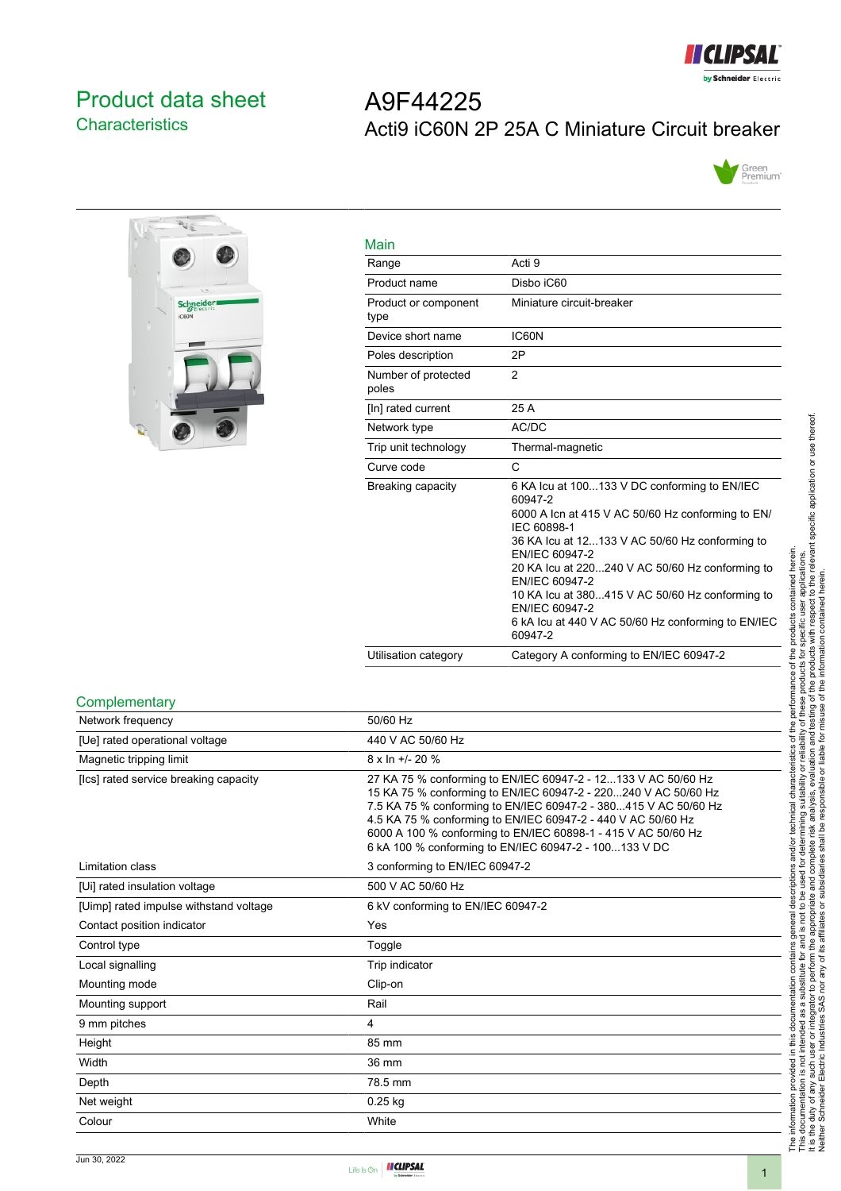# Product data sheet
## Characteristics

# A9F44225
## Acti9 iC60N 2P 25A C Miniature Circuit breaker

### Main

| | |
|---|---|
| Range | Acti 9 |
| Product name | Disbo iC60 |
| Product or component type | Miniature circuit-breaker |
| Device short name | IC60N |
| Poles description | 2P |
| Number of protected poles | 2 |
| [In] rated current | 25 A |
| Network type | AC/DC |
| Trip unit technology | Thermal-magnetic |
| Curve code | C |
| Breaking capacity | 6 KA Icu at 100...133 V DC conforming to EN/IEC 60947-2<br>6000 A Icn at 415 V AC 50/60 Hz conforming to EN/IEC 60898-1<br>36 KA Icu at 12...133 V AC 50/60 Hz conforming to EN/IEC 60947-2<br>20 KA Icu at 220...240 V AC 50/60 Hz conforming to EN/IEC 60947-2<br>10 KA Icu at 380...415 V AC 50/60 Hz conforming to EN/IEC 60947-2<br>6 kA Icu at 440 V AC 50/60 Hz conforming to EN/IEC 60947-2 |
| Utilisation category | Category A conforming to EN/IEC 60947-2 |

### Complementary

| | |
|---|---|
| Network frequency | 50/60 Hz |
| [Ue] rated operational voltage | 440 V AC 50/60 Hz |
| Magnetic tripping limit | 8 x In +/- 20 % |
| [Ics] rated service breaking capacity | 27 KA 75 % conforming to EN/IEC 60947-2 - 12...133 V AC 50/60 Hz<br>15 KA 75 % conforming to EN/IEC 60947-2 - 220...240 V AC 50/60 Hz<br>7.5 KA 75 % conforming to EN/IEC 60947-2 - 380...415 V AC 50/60 Hz<br>4.5 KA 75 % conforming to EN/IEC 60947-2 - 440 V AC 50/60 Hz<br>6000 A 100 % conforming to EN/IEC 60898-1 - 415 V AC 50/60 Hz<br>6 kA 100 % conforming to EN/IEC 60947-2 - 100...133 V DC |
| Limitation class | 3 conforming to EN/IEC 60947-2 |
| [Ui] rated insulation voltage | 500 V AC 50/60 Hz |
| [Uimp] rated impulse withstand voltage | 6 kV conforming to EN/IEC 60947-2 |
| Contact position indicator | Yes |
| Control type | Toggle |
| Local signalling | Trip indicator |
| Mounting mode | Clip-on |
| Mounting support | Rail |
| 9 mm pitches | 4 |
| Height | 85 mm |
| Width | 36 mm |
| Depth | 78.5 mm |
| Net weight | 0.25 kg |
| Colour | White |

The information provided in this documentation contains general descriptions and/or technical characteristics of the performance of the products contained herein. This documentation is not intended as a substitute for and is not to be used for determining suitability or reliability of these products for specific user applications. It is the duty of any such user or integrator to perform the appropriate and complete risk analysis, evaluation and testing of the products with respect to the relevant specific application or use thereof. Neither Schneider Electric Industries SAS nor any of its affiliates or subsidiaries shall be responsible or liable for misuse of the information contained herein.

Jun 30, 2022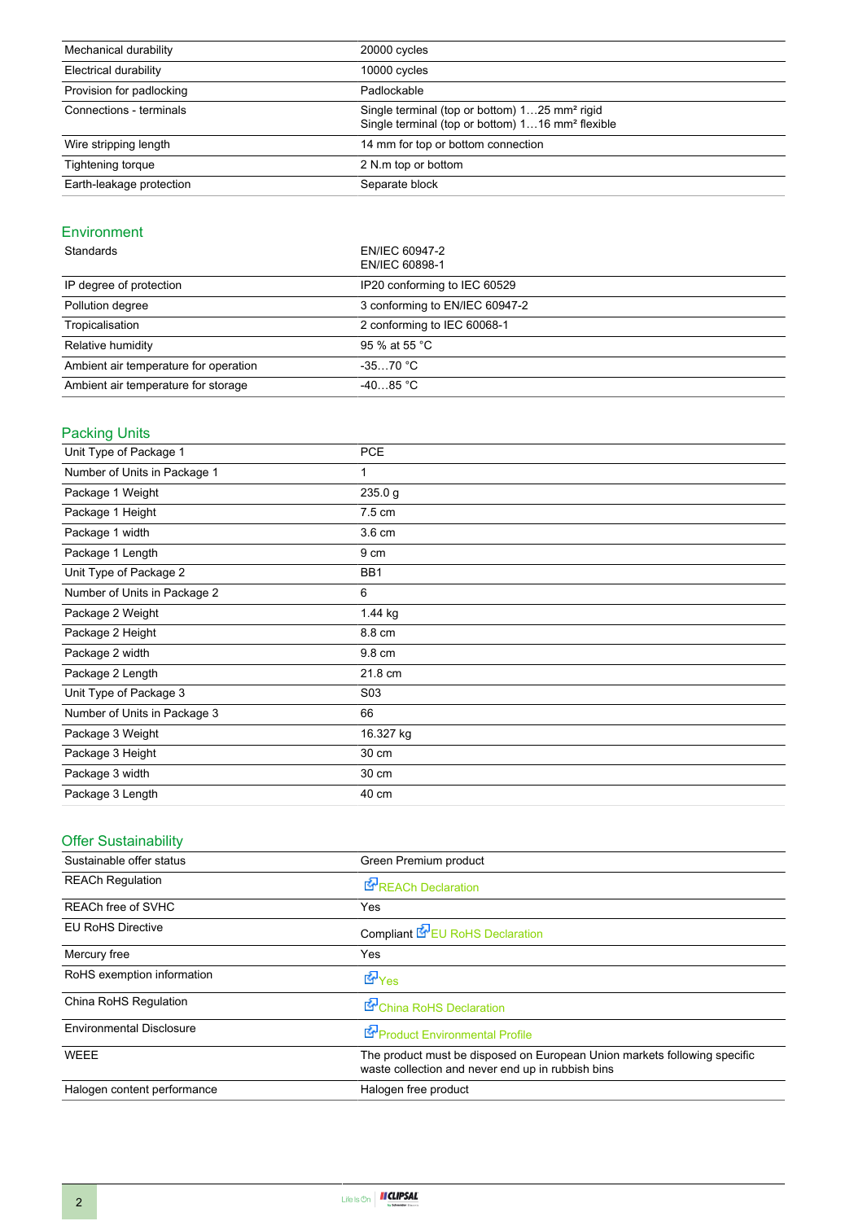| | |
|---|---|
| Mechanical durability | 20000 cycles |
| Electrical durability | 10000 cycles |
| Provision for padlocking | Padlockable |
| Connections - terminals | Single terminal (top or bottom) 1…25 mm² rigid<br>Single terminal (top or bottom) 1…16 mm² flexible |
| Wire stripping length | 14 mm for top or bottom connection |
| Tightening torque | 2 N.m top or bottom |
| Earth-leakage protection | Separate block |

## Environment

| | |
|---|---|
| Standards | EN/IEC 60947-2<br>EN/IEC 60898-1 |
| IP degree of protection | IP20 conforming to IEC 60529 |
| Pollution degree | 3 conforming to EN/IEC 60947-2 |
| Tropicalisation | 2 conforming to IEC 60068-1 |
| Relative humidity | 95 % at 55 °C |
| Ambient air temperature for operation | -35…70 °C |
| Ambient air temperature for storage | -40…85 °C |

## Packing Units

| | |
|---|---|
| Unit Type of Package 1 | PCE |
| Number of Units in Package 1 | 1 |
| Package 1 Weight | 235.0 g |
| Package 1 Height | 7.5 cm |
| Package 1 width | 3.6 cm |
| Package 1 Length | 9 cm |
| Unit Type of Package 2 | BB1 |
| Number of Units in Package 2 | 6 |
| Package 2 Weight | 1.44 kg |
| Package 2 Height | 8.8 cm |
| Package 2 width | 9.8 cm |
| Package 2 Length | 21.8 cm |
| Unit Type of Package 3 | S03 |
| Number of Units in Package 3 | 66 |
| Package 3 Weight | 16.327 kg |
| Package 3 Height | 30 cm |
| Package 3 width | 30 cm |
| Package 3 Length | 40 cm |

## Offer Sustainability

| | |
|---|---|
| Sustainable offer status | Green Premium product |
| REACh Regulation | REACh Declaration |
| REACh free of SVHC | Yes |
| EU RoHS Directive | Compliant EU RoHS Declaration |
| Mercury free | Yes |
| RoHS exemption information | Yes |
| China RoHS Regulation | China RoHS Declaration |
| Environmental Disclosure | Product Environmental Profile |
| WEEE | The product must be disposed on European Union markets following specific waste collection and never end up in rubbish bins |
| Halogen content performance | Halogen free product |